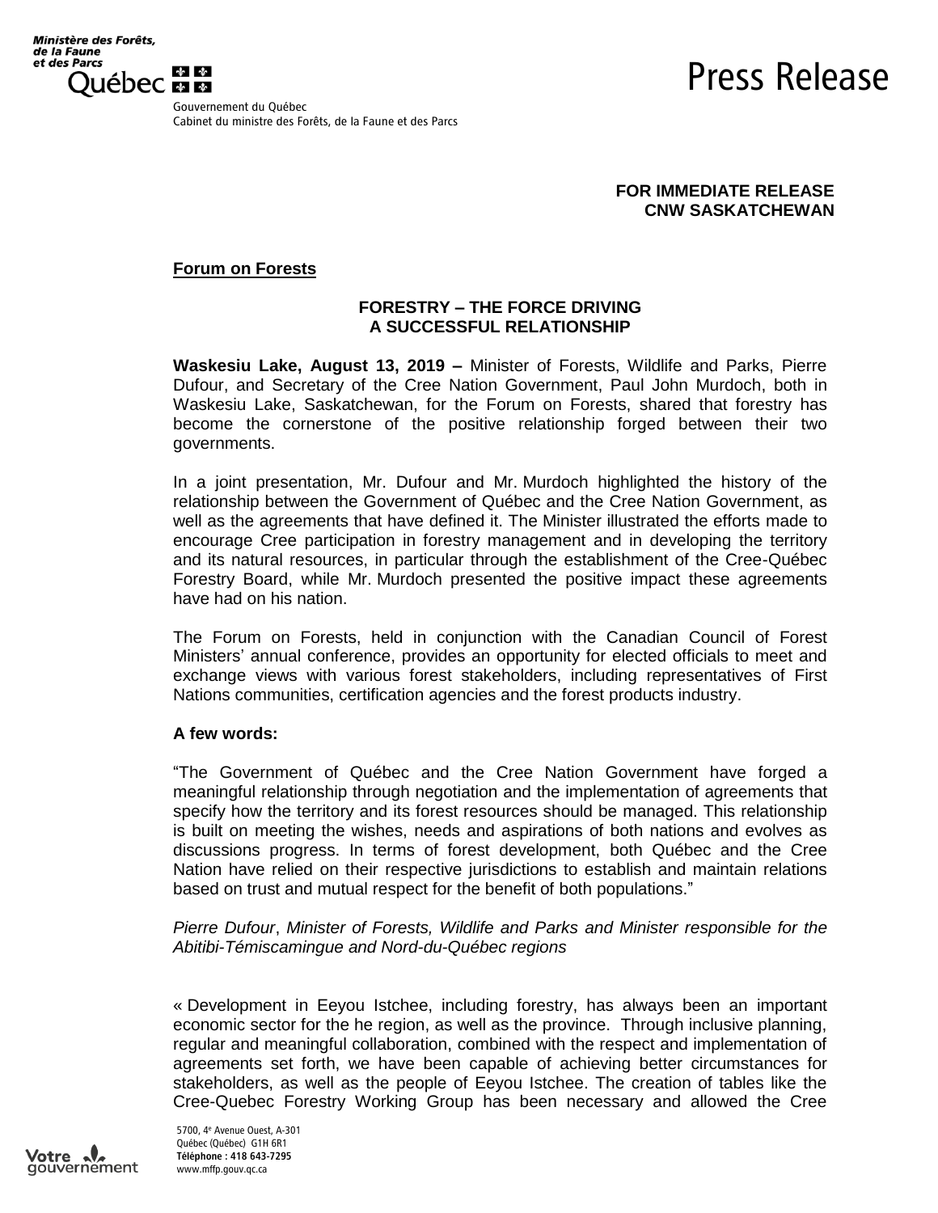Ministère des Forêts, de la Faune et des Parcs
Québec

Gouvernement du Québec
Cabinet du ministre des Forêts, de la Faune et des Parcs

# Press Release

**FOR IMMEDIATE RELEASE**
**CNW SASKATCHEWAN**

**Forum on Forests**

## FORESTRY – THE FORCE DRIVING A SUCCESSFUL RELATIONSHIP

**Waskesiu Lake, August 13, 2019 –** Minister of Forests, Wildlife and Parks, Pierre Dufour, and Secretary of the Cree Nation Government, Paul John Murdoch, both in Waskesiu Lake, Saskatchewan, for the Forum on Forests, shared that forestry has become the cornerstone of the positive relationship forged between their two governments.

In a joint presentation, Mr. Dufour and Mr. Murdoch highlighted the history of the relationship between the Government of Québec and the Cree Nation Government, as well as the agreements that have defined it. The Minister illustrated the efforts made to encourage Cree participation in forestry management and in developing the territory and its natural resources, in particular through the establishment of the Cree-Québec Forestry Board, while Mr. Murdoch presented the positive impact these agreements have had on his nation.

The Forum on Forests, held in conjunction with the Canadian Council of Forest Ministers' annual conference, provides an opportunity for elected officials to meet and exchange views with various forest stakeholders, including representatives of First Nations communities, certification agencies and the forest products industry.

**A few words:**

"The Government of Québec and the Cree Nation Government have forged a meaningful relationship through negotiation and the implementation of agreements that specify how the territory and its forest resources should be managed. This relationship is built on meeting the wishes, needs and aspirations of both nations and evolves as discussions progress. In terms of forest development, both Québec and the Cree Nation have relied on their respective jurisdictions to establish and maintain relations based on trust and mutual respect for the benefit of both populations."

*Pierre Dufour, Minister of Forests, Wildlife and Parks and Minister responsible for the Abitibi-Témiscamingue and Nord-du-Québec regions*

« Development in Eeyou Istchee, including forestry, has always been an important economic sector for the he region, as well as the province. Through inclusive planning, regular and meaningful collaboration, combined with the respect and implementation of agreements set forth, we have been capable of achieving better circumstances for stakeholders, as well as the people of Eeyou Istchee. The creation of tables like the Cree-Quebec Forestry Working Group has been necessary and allowed the Cree

5700, 4e Avenue Ouest, A-301
Québec (Québec) G1H 6R1
**Téléphone : 418 643-7295**
www.mffp.gouv.qc.ca

Votre gouvernement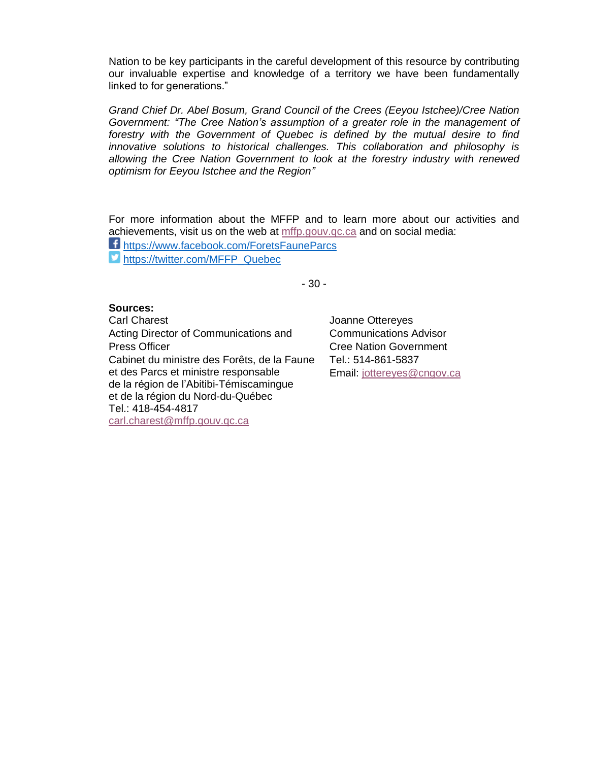Nation to be key participants in the careful development of this resource by contributing our invaluable expertise and knowledge of a territory we have been fundamentally linked to for generations."

*Grand Chief Dr. Abel Bosum, Grand Council of the Crees (Eeyou Istchee)/Cree Nation Government: "The Cree Nation's assumption of a greater role in the management of forestry with the Government of Quebec is defined by the mutual desire to find innovative solutions to historical challenges. This collaboration and philosophy is allowing the Cree Nation Government to look at the forestry industry with renewed optimism for Eeyou Istchee and the Region"*

For more information about the MFFP and to learn more about our activities and achievements, visit us on the web at mffp.gouv.qc.ca and on social media:

https://www.facebook.com/ForetsFauneParcs

https://twitter.com/MFFP_Quebec

\- 30 -

**Sources:**

Carl Charest
Acting Director of Communications and Press Officer
Cabinet du ministre des Forêts, de la Faune et des Parcs et ministre responsable de la région de l'Abitibi-Témiscamingue et de la région du Nord-du-Québec
Tel.: 418-454-4817
carl.charest@mffp.gouv.qc.ca

Joanne Ottereyes
Communications Advisor
Cree Nation Government
Tel.: 514-861-5837
Email: jottereyes@cngov.ca